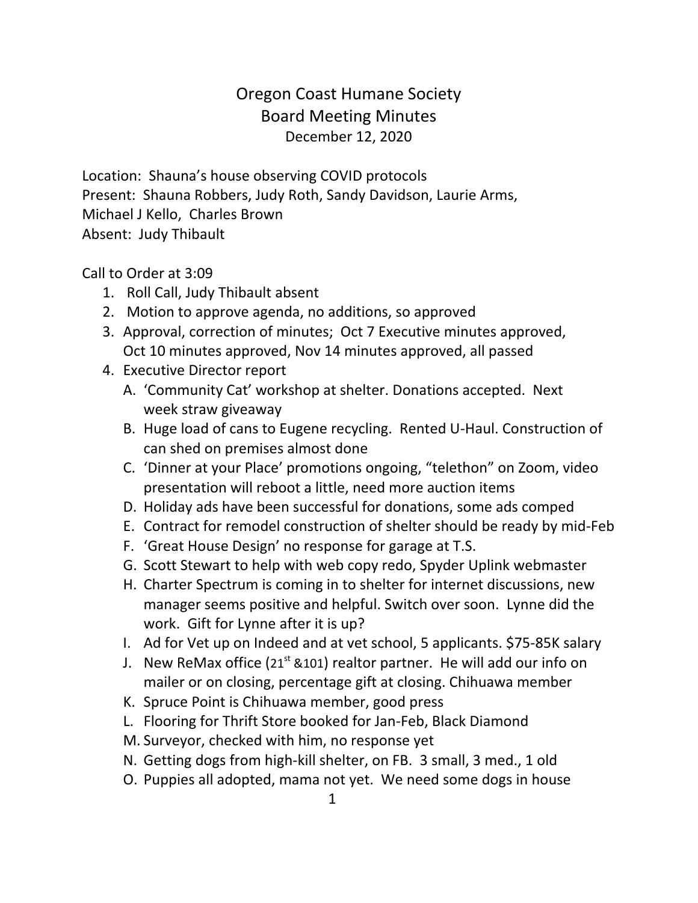# Oregon Coast Humane Society
## Board Meeting Minutes
December 12, 2020

Location: Shauna's house observing COVID protocols
Present: Shauna Robbers, Judy Roth, Sandy Davidson, Laurie Arms, Michael J Kello, Charles Brown
Absent: Judy Thibault

Call to Order at 3:09

1. Roll Call, Judy Thibault absent
2. Motion to approve agenda, no additions, so approved
3. Approval, correction of minutes; Oct 7 Executive minutes approved, Oct 10 minutes approved, Nov 14 minutes approved, all passed
4. Executive Director report
   A. 'Community Cat' workshop at shelter. Donations accepted. Next week straw giveaway
   B. Huge load of cans to Eugene recycling. Rented U-Haul. Construction of can shed on premises almost done
   C. 'Dinner at your Place' promotions ongoing, "telethon" on Zoom, video presentation will reboot a little, need more auction items
   D. Holiday ads have been successful for donations, some ads comped
   E. Contract for remodel construction of shelter should be ready by mid-Feb
   F. 'Great House Design' no response for garage at T.S.
   G. Scott Stewart to help with web copy redo, Spyder Uplink webmaster
   H. Charter Spectrum is coming in to shelter for internet discussions, new manager seems positive and helpful. Switch over soon. Lynne did the work. Gift for Lynne after it is up?
   I. Ad for Vet up on Indeed and at vet school, 5 applicants. $75-85K salary
   J. New ReMax office (21st &101) realtor partner. He will add our info on mailer or on closing, percentage gift at closing. Chihuawa member
   K. Spruce Point is Chihuawa member, good press
   L. Flooring for Thrift Store booked for Jan-Feb, Black Diamond
   M. Surveyor, checked with him, no response yet
   N. Getting dogs from high-kill shelter, on FB. 3 small, 3 med., 1 old
   O. Puppies all adopted, mama not yet. We need some dogs in house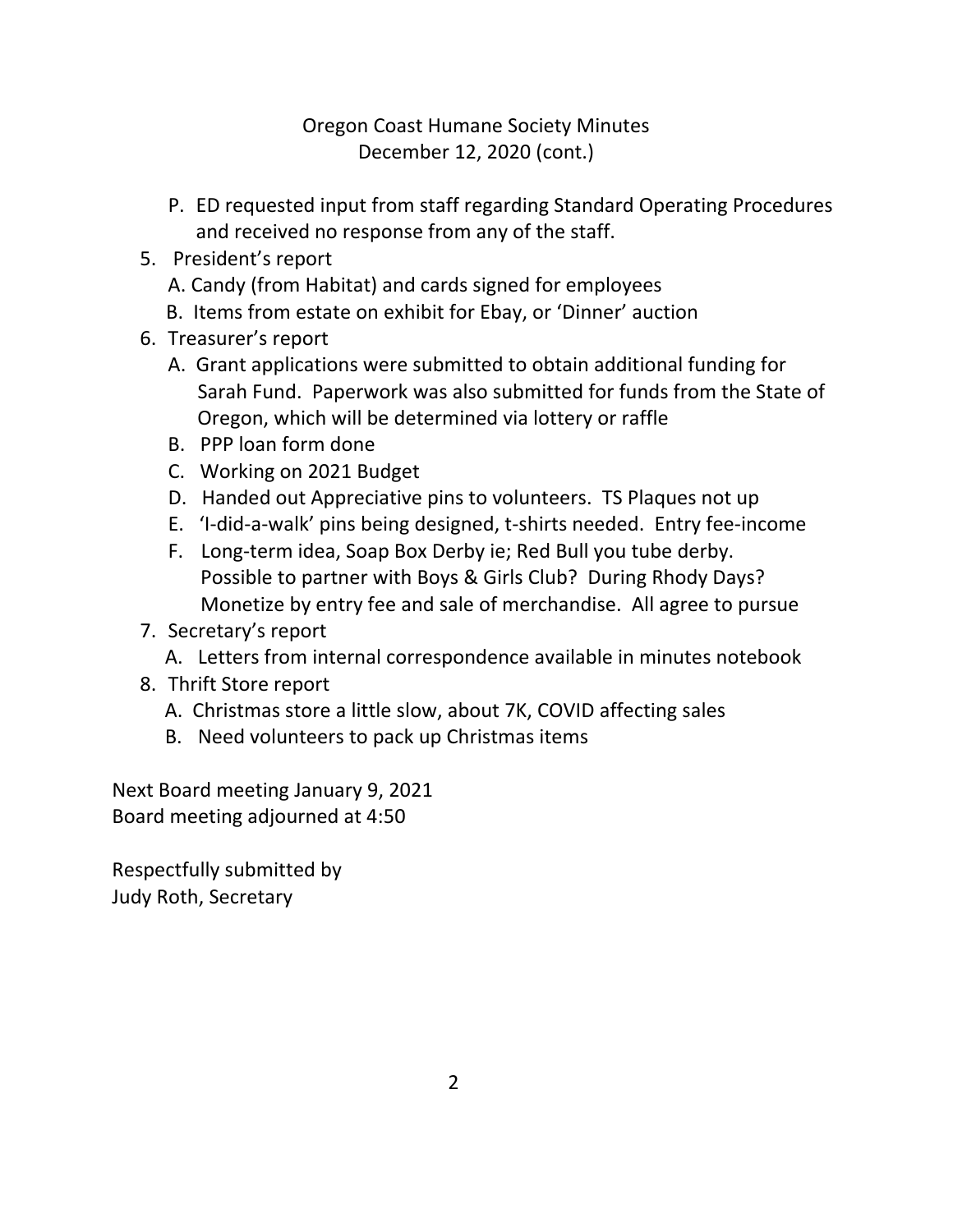Oregon Coast Humane Society Minutes
December 12, 2020 (cont.)

P. ED requested input from staff regarding Standard Operating Procedures and received no response from any of the staff.

5. President's report
   A. Candy (from Habitat) and cards signed for employees
   B. Items from estate on exhibit for Ebay, or 'Dinner' auction
6. Treasurer's report
   A. Grant applications were submitted to obtain additional funding for Sarah Fund. Paperwork was also submitted for funds from the State of Oregon, which will be determined via lottery or raffle
   B. PPP loan form done
   C. Working on 2021 Budget
   D. Handed out Appreciative pins to volunteers. TS Plaques not up
   E. 'I-did-a-walk' pins being designed, t-shirts needed. Entry fee-income
   F. Long-term idea, Soap Box Derby ie; Red Bull you tube derby. Possible to partner with Boys & Girls Club? During Rhody Days? Monetize by entry fee and sale of merchandise. All agree to pursue
7. Secretary's report
   A. Letters from internal correspondence available in minutes notebook
8. Thrift Store report
   A. Christmas store a little slow, about 7K, COVID affecting sales
   B. Need volunteers to pack up Christmas items

Next Board meeting January 9, 2021
Board meeting adjourned at 4:50

Respectfully submitted by
Judy Roth, Secretary